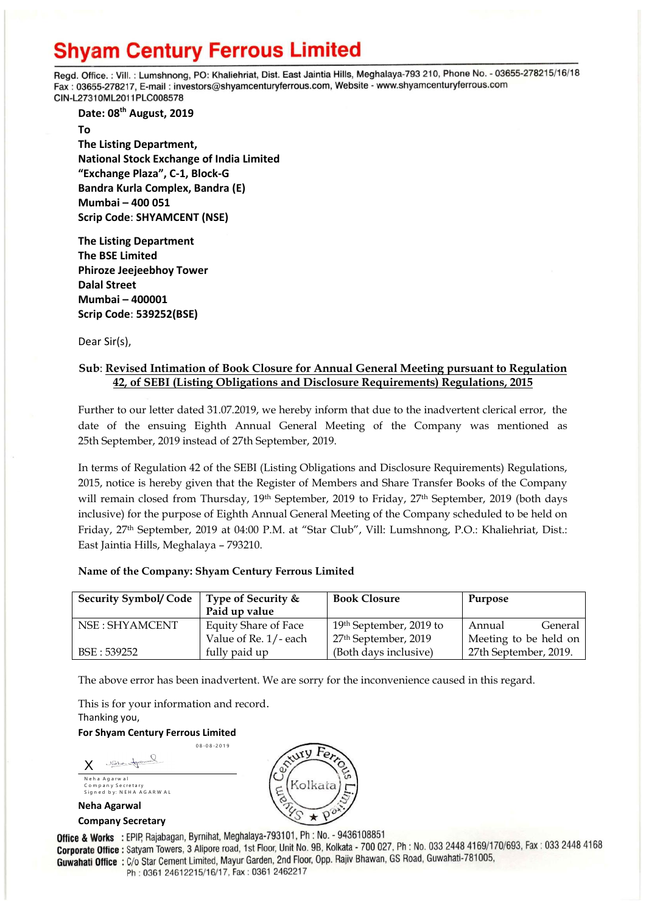# Shyam Century Ferrous Limited

Regd. Office. : Vill. : Lumshnong, PO: Khaliehriat, Dist. East Jaintia Hills, Meghalaya-793 210, Phone No. - 03655-278215/16/18
Fax : 03655-278217, E-mail : investors@shyamcenturyferrous.com, Website - www.shyamcenturyferrous.com
CIN-L27310ML2011PLC008578

**Date: 08th August, 2019**

**To**
**The Listing Department,**
**National Stock Exchange of India Limited**
**"Exchange Plaza", C-1, Block-G**
**Bandra Kurla Complex, Bandra (E)**
**Mumbai – 400 051**
**Scrip Code: SHYAMCENT (NSE)**

**The Listing Department**
**The BSE Limited**
**Phiroze Jeejeebhoy Tower**
**Dalal Street**
**Mumbai – 400001**
**Scrip Code: 539252(BSE)**

Dear Sir(s),

**Sub: Revised Intimation of Book Closure for Annual General Meeting pursuant to Regulation 42, of SEBI (Listing Obligations and Disclosure Requirements) Regulations, 2015**

Further to our letter dated 31.07.2019, we hereby inform that due to the inadvertent clerical error, the date of the ensuing Eighth Annual General Meeting of the Company was mentioned as 25th September, 2019 instead of 27th September, 2019.

In terms of Regulation 42 of the SEBI (Listing Obligations and Disclosure Requirements) Regulations, 2015, notice is hereby given that the Register of Members and Share Transfer Books of the Company will remain closed from Thursday, 19th September, 2019 to Friday, 27th September, 2019 (both days inclusive) for the purpose of Eighth Annual General Meeting of the Company scheduled to be held on Friday, 27th September, 2019 at 04:00 P.M. at "Star Club", Vill: Lumshnong, P.O.: Khaliehriat, Dist.: East Jaintia Hills, Meghalaya – 793210.

**Name of the Company: Shyam Century Ferrous Limited**

| Security Symbol/ Code | Type of Security & Paid up value | Book Closure | Purpose |
|---|---|---|---|
| NSE : SHYAMCENT<br>BSE : 539252 | Equity Share of Face Value of Re. 1/- each fully paid up | 19th September, 2019 to 27th September, 2019 (Both days inclusive) | Annual General Meeting to be held on 27th September, 2019. |

The above error has been inadvertent. We are sorry for the inconvenience caused in this regard.

This is for your information and record.
Thanking you,

**For Shyam Century Ferrous Limited**

08-08-2019

Neha Agarwal
Company Secretary
Signed by: NEHA AGARWAL

**Neha Agarwal**
**Company Secretary**

**Office & Works** : EPIP, Rajabagan, Byrnihat, Meghalaya-793101, Ph : No. - 9436108851
**Corporate Office** : Satyam Towers, 3 Alipore road, 1st Floor, Unit No. 9B, Kolkata - 700 027, Ph : No. 033 2448 4169/170/693, Fax : 033 2448 4168
**Guwahati Office** : C/o Star Cement Limited, Mayur Garden, 2nd Floor, Opp. Rajiv Bhawan, GS Road, Guwahati-781005,
Ph : 0361 24612215/16/17, Fax : 0361 2462217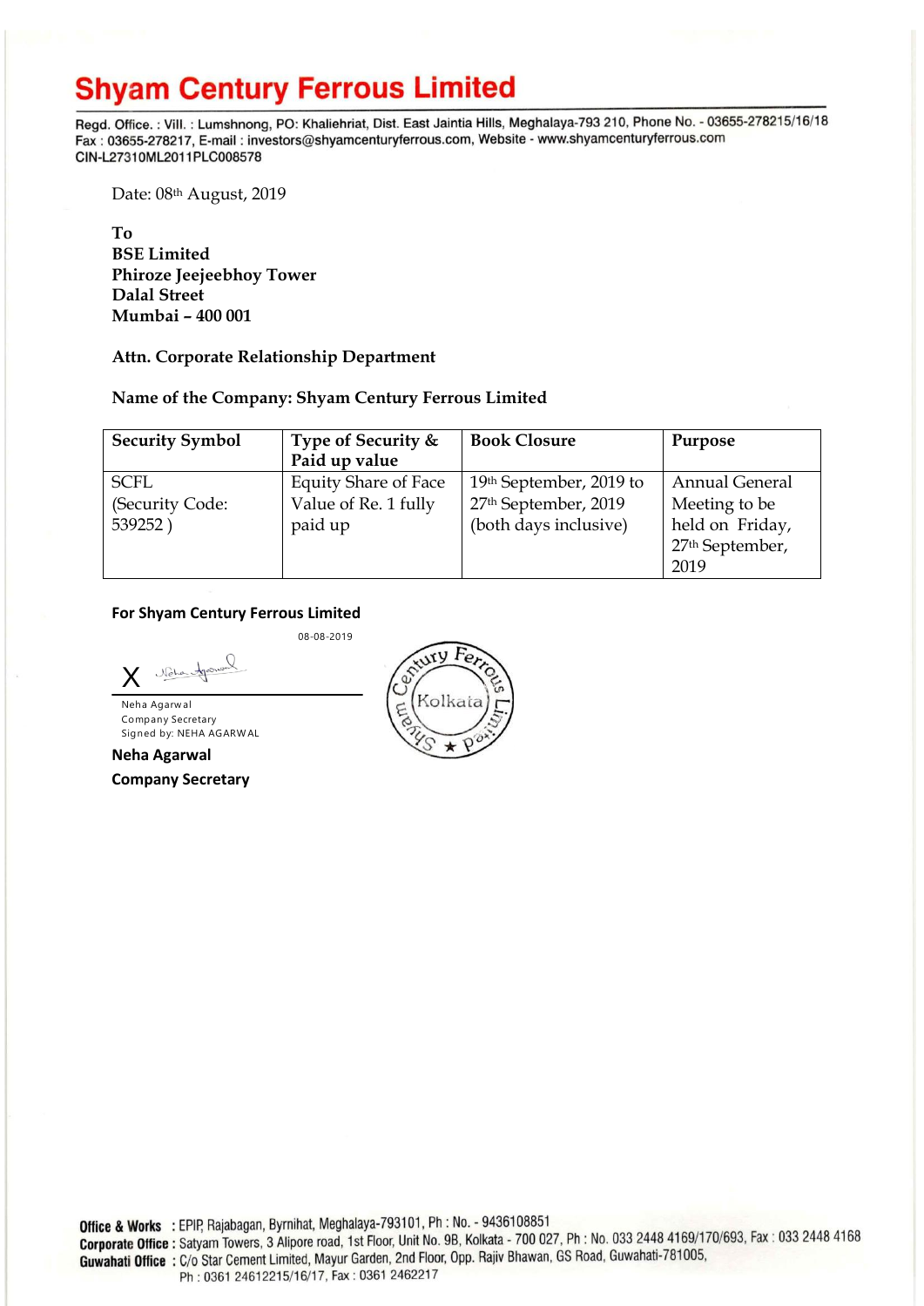# Shyam Century Ferrous Limited

Regd. Office. : Vill. : Lumshnong, PO: Khaliehriat, Dist. East Jaintia Hills, Meghalaya-793 210, Phone No. - 03655-278215/16/18
Fax : 03655-278217, E-mail : investors@shyamcenturyferrous.com, Website - www.shyamcenturyferrous.com
CIN-L27310ML2011PLC008578

Date: 08th August, 2019

**To**
**BSE Limited**
**Phiroze Jeejeebhoy Tower**
**Dalal Street**
**Mumbai – 400 001**

**Attn. Corporate Relationship Department**

**Name of the Company: Shyam Century Ferrous Limited**

| Security Symbol | Type of Security & Paid up value | Book Closure | Purpose |
|---|---|---|---|
| SCFL (Security Code: 539252 ) | Equity Share of Face Value of Re. 1 fully paid up | 19th September, 2019 to 27th September, 2019 (both days inclusive) | Annual General Meeting to be held on Friday, 27th September, 2019 |

**For Shyam Century Ferrous Limited**

08-08-2019

X

Neha Agarwal
Company Secretary
Signed by: NEHA AGARWAL

**Neha Agarwal**
**Company Secretary**

Shyam Century Ferrous Limited Kolkata

**Office & Works** : EPIP, Rajabagan, Byrnihat, Meghalaya-793101, Ph : No. - 9436108851
**Corporate Office** : Satyam Towers, 3 Alipore road, 1st Floor, Unit No. 9B, Kolkata - 700 027, Ph : No. 033 2448 4169/170/693, Fax : 033 2448 4168
**Guwahati Office** : C/o Star Cement Limited, Mayur Garden, 2nd Floor, Opp. Rajiv Bhawan, GS Road, Guwahati-781005,
Ph : 0361 24612215/16/17, Fax : 0361 2462217